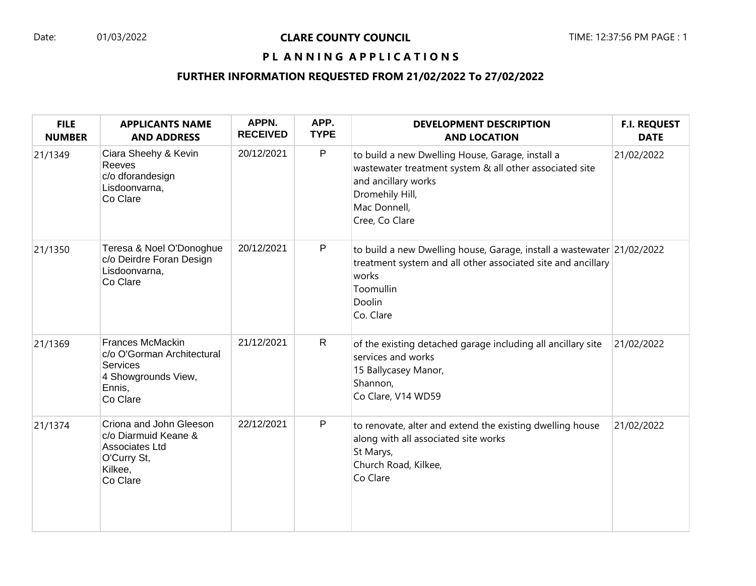Date: 01/03/2022

# CLARE COUNTY COUNCIL

## PLANNING APPLICATIONS

### FURTHER INFORMATION REQUESTED FROM 21/02/2022 To 27/02/2022

| FILE NUMBER | APPLICANTS NAME AND ADDRESS | APPN. RECEIVED | APP. TYPE | DEVELOPMENT DESCRIPTION AND LOCATION | F.I. REQUEST DATE |
|---|---|---|---|---|---|
| 21/1349 | Ciara Sheehy & Kevin Reeves c/o dforandesign Lisdoonvarna, Co Clare | 20/12/2021 | P | to build a new Dwelling House, Garage, install a wastewater treatment system & all other associated site and ancillary works Dromehily Hill, Mac Donnell, Cree, Co Clare | 21/02/2022 |
| 21/1350 | Teresa & Noel O'Donoghue c/o Deirdre Foran Design Lisdoonvarna, Co Clare | 20/12/2021 | P | to build a new Dwelling house, Garage, install a wastewater treatment system and all other associated site and ancillary works Toomullin Doolin Co. Clare | 21/02/2022 |
| 21/1369 | Frances McMackin c/o O'Gorman Architectural Services 4 Showgrounds View, Ennis, Co Clare | 21/12/2021 | R | of the existing detached garage including all ancillary site services and works 15 Ballycasey Manor, Shannon, Co Clare, V14 WD59 | 21/02/2022 |
| 21/1374 | Criona and John Gleeson c/o Diarmuid Keane & Associates Ltd O'Curry St, Kilkee, Co Clare | 22/12/2021 | P | to renovate, alter and extend the existing dwelling house along with all associated site works St Marys, Church Road, Kilkee, Co Clare | 21/02/2022 |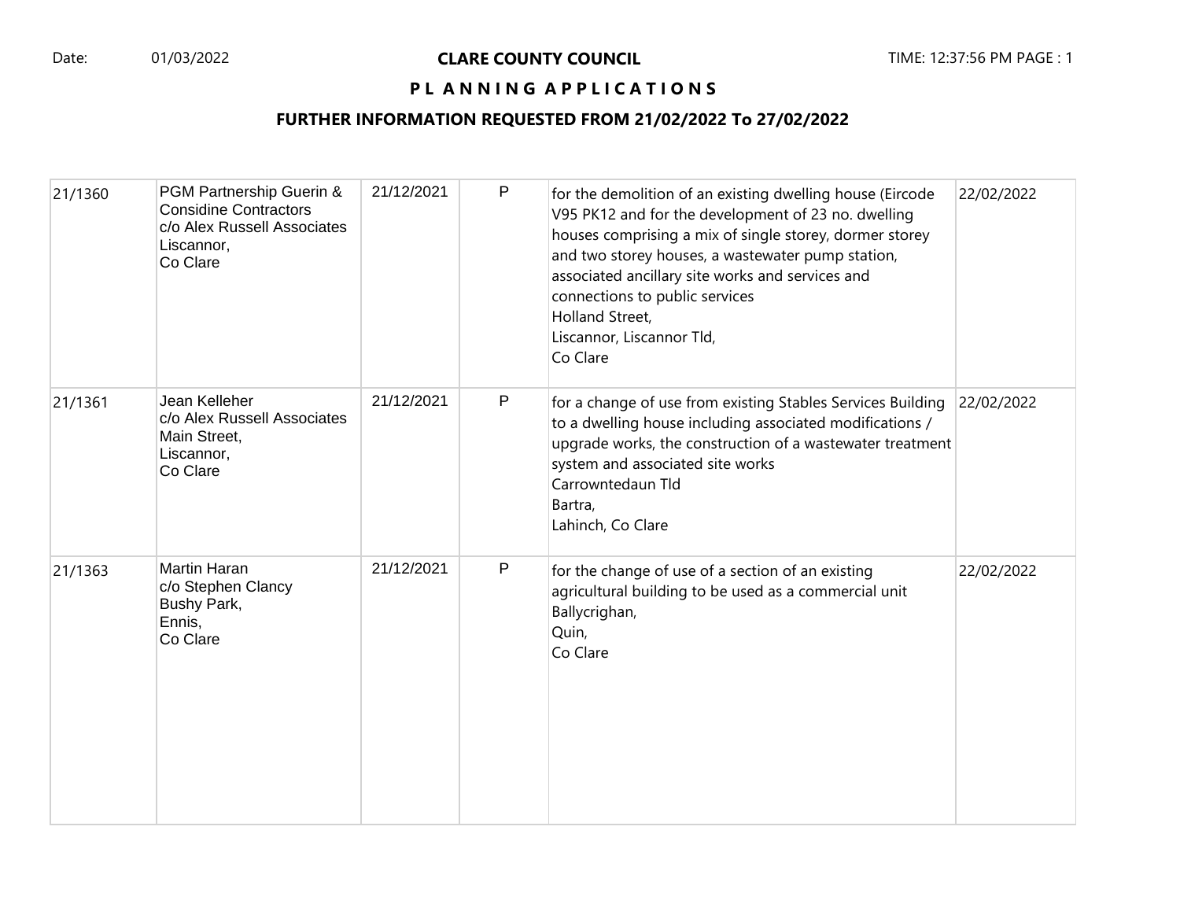**CLARE COUNTY COUNCIL**

**P L A N N I N G A P P L I C A T I O N S**

**FURTHER INFORMATION REQUESTED FROM 21/02/2022 To 27/02/2022**

| | | | | | |
|---|---|---|---|---|---|
| 21/1360 | PGM Partnership Guerin & Considine Contractors<br>c/o Alex Russell Associates<br>Liscannor,<br>Co Clare | 21/12/2021 | P | for the demolition of an existing dwelling house (Eircode V95 PK12 and for the development of 23 no. dwelling houses comprising a mix of single storey, dormer storey and two storey houses, a wastewater pump station, associated ancillary site works and services and connections to public services<br>Holland Street,<br>Liscannor, Liscannor Tld,<br>Co Clare | 22/02/2022 |
| 21/1361 | Jean Kelleher<br>c/o Alex Russell Associates<br>Main Street,<br>Liscannor,<br>Co Clare | 21/12/2021 | P | for a change of use from existing Stables Services Building to a dwelling house including associated modifications / upgrade works, the construction of a wastewater treatment system and associated site works<br>Carrowntedaun Tld<br>Bartra,<br>Lahinch, Co Clare | 22/02/2022 |
| 21/1363 | Martin Haran<br>c/o Stephen Clancy<br>Bushy Park,<br>Ennis,<br>Co Clare | 21/12/2021 | P | for the change of use of a section of an existing agricultural building to be used as a commercial unit<br>Ballycrighan,<br>Quin,<br>Co Clare | 22/02/2022 |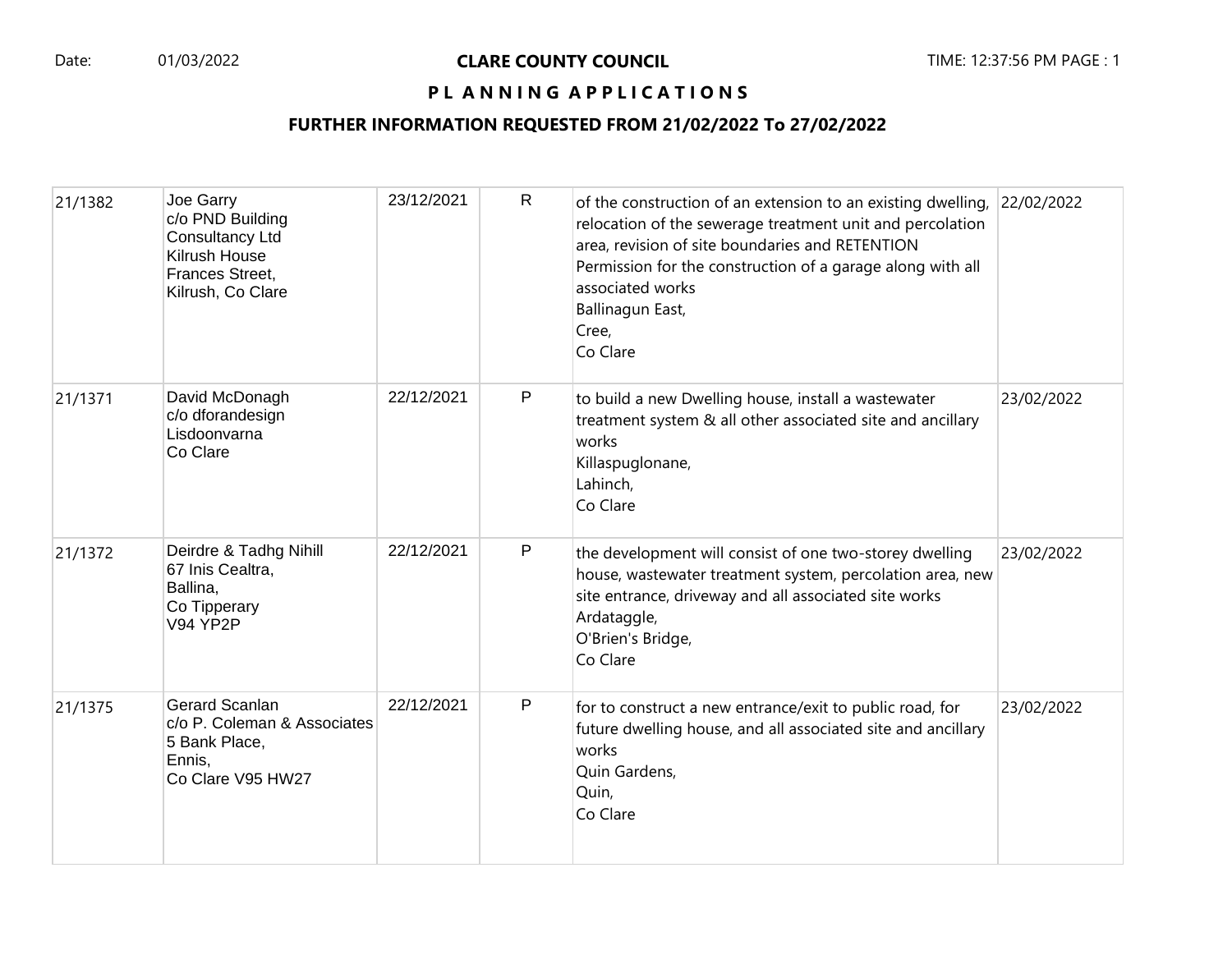# CLARE COUNTY COUNCIL

## PLANNING APPLICATIONS

### FURTHER INFORMATION REQUESTED FROM 21/02/2022 To 27/02/2022

| | | | | | |
|---|---|---|---|---|---|
| 21/1382 | Joe Garry<br>c/o PND Building Consultancy Ltd<br>Kilrush House<br>Frances Street,<br>Kilrush, Co Clare | 23/12/2021 | R | of the construction of an extension to an existing dwelling, relocation of the sewerage treatment unit and percolation area, revision of site boundaries and RETENTION Permission for the construction of a garage along with all associated works<br>Ballinagun East,<br>Cree,<br>Co Clare | 22/02/2022 |
| 21/1371 | David McDonagh<br>c/o dforandesign<br>Lisdoonvarna<br>Co Clare | 22/12/2021 | P | to build a new Dwelling house, install a wastewater treatment system & all other associated site and ancillary works<br>Killaspuglonane,<br>Lahinch,<br>Co Clare | 23/02/2022 |
| 21/1372 | Deirdre & Tadhg Nihill<br>67 Inis Cealtra,<br>Ballina,<br>Co Tipperary<br>V94 YP2P | 22/12/2021 | P | the development will consist of one two-storey dwelling house, wastewater treatment system, percolation area, new site entrance, driveway and all associated site works<br>Ardataggle,<br>O'Brien's Bridge,<br>Co Clare | 23/02/2022 |
| 21/1375 | Gerard Scanlan<br>c/o P. Coleman & Associates<br>5 Bank Place,<br>Ennis,<br>Co Clare V95 HW27 | 22/12/2021 | P | for to construct a new entrance/exit to public road, for future dwelling house, and all associated site and ancillary works<br>Quin Gardens,<br>Quin,<br>Co Clare | 23/02/2022 |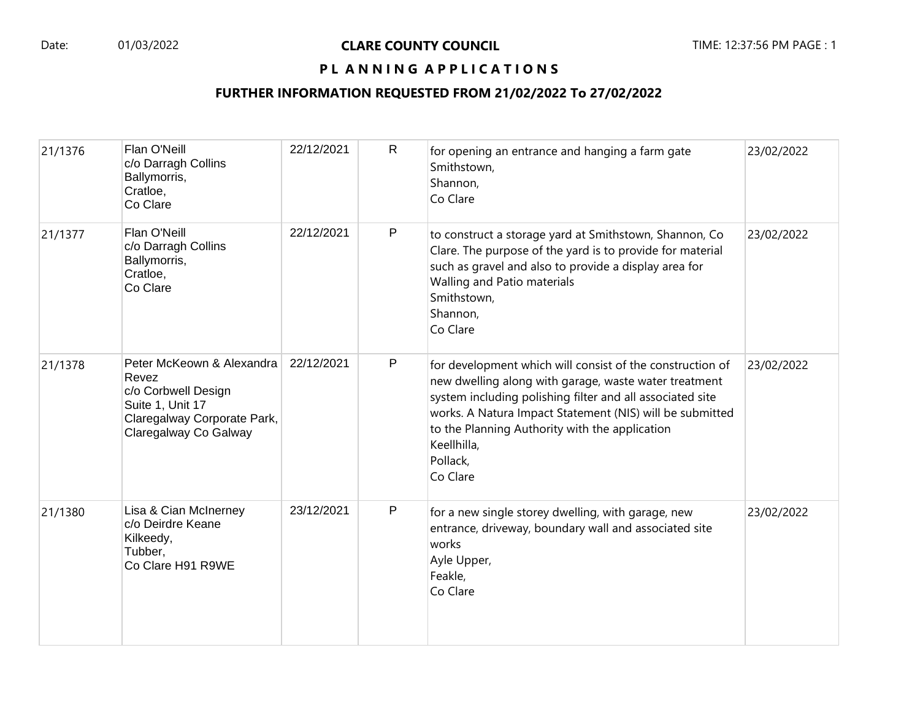**CLARE COUNTY COUNCIL**

**PLANNING APPLICATIONS**

**FURTHER INFORMATION REQUESTED FROM 21/02/2022 To 27/02/2022**

| | | | | | |
|---|---|---|---|---|---|
| 21/1376 | Flan O'Neill<br>c/o Darragh Collins<br>Ballymorris,<br>Cratloe,<br>Co Clare | 22/12/2021 | R | for opening an entrance and hanging a farm gate<br>Smithstown,<br>Shannon,<br>Co Clare | 23/02/2022 |
| 21/1377 | Flan O'Neill<br>c/o Darragh Collins<br>Ballymorris,<br>Cratloe,<br>Co Clare | 22/12/2021 | P | to construct a storage yard at Smithstown, Shannon, Co Clare. The purpose of the yard is to provide for material such as gravel and also to provide a display area for Walling and Patio materials<br>Smithstown,<br>Shannon,<br>Co Clare | 23/02/2022 |
| 21/1378 | Peter McKeown & Alexandra Revez<br>c/o Corbwell Design<br>Suite 1, Unit 17<br>Claregalway Corporate Park,<br>Claregalway Co Galway | 22/12/2021 | P | for development which will consist of the construction of new dwelling along with garage, waste water treatment system including polishing filter and all associated site works. A Natura Impact Statement (NIS) will be submitted to the Planning Authority with the application<br>Keellhilla,<br>Pollack,<br>Co Clare | 23/02/2022 |
| 21/1380 | Lisa & Cian McInerney<br>c/o Deirdre Keane<br>Kilkeedy,<br>Tubber,<br>Co Clare H91 R9WE | 23/12/2021 | P | for a new single storey dwelling, with garage, new entrance, driveway, boundary wall and associated site works<br>Ayle Upper,<br>Feakle,<br>Co Clare | 23/02/2022 |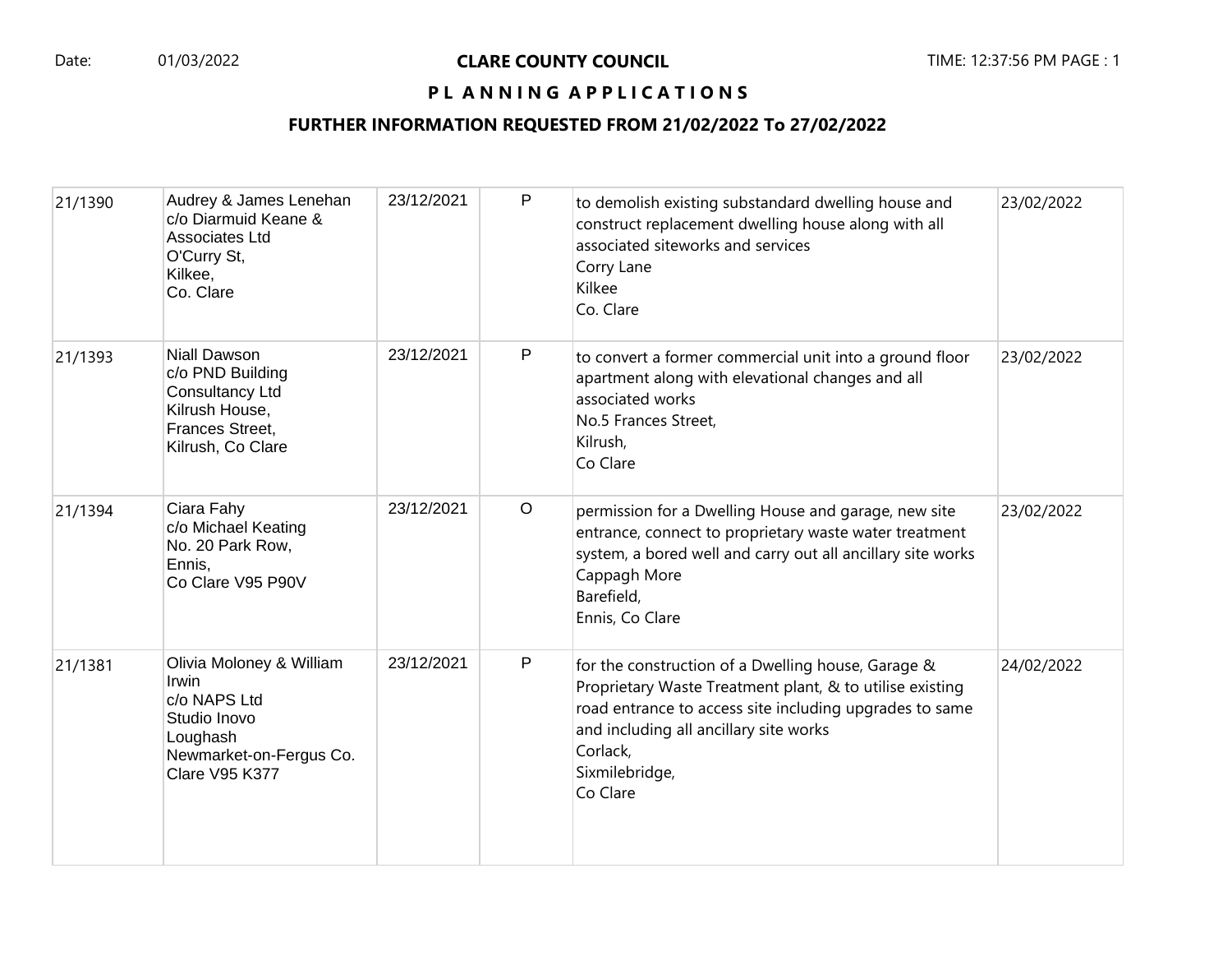Date: 01/03/2022

**CLARE COUNTY COUNCIL**

TIME: 12:37:56 PM PAGE : 1

**P L A N N I N G A P P L I C A T I O N S**

**FURTHER INFORMATION REQUESTED FROM 21/02/2022 To 27/02/2022**

| | | | | | |
|---|---|---|---|---|---|
| 21/1390 | Audrey & James Lenehan<br>c/o Diarmuid Keane & Associates Ltd<br>O'Curry St,<br>Kilkee,<br>Co. Clare | 23/12/2021 | P | to demolish existing substandard dwelling house and construct replacement dwelling house along with all associated siteworks and services<br>Corry Lane<br>Kilkee<br>Co. Clare | 23/02/2022 |
| 21/1393 | Niall Dawson<br>c/o PND Building Consultancy Ltd<br>Kilrush House,<br>Frances Street,<br>Kilrush, Co Clare | 23/12/2021 | P | to convert a former commercial unit into a ground floor apartment along with elevational changes and all associated works<br>No.5 Frances Street,<br>Kilrush,<br>Co Clare | 23/02/2022 |
| 21/1394 | Ciara Fahy<br>c/o Michael Keating<br>No. 20 Park Row,<br>Ennis,<br>Co Clare V95 P90V | 23/12/2021 | O | permission for a Dwelling House and garage, new site entrance, connect to proprietary waste water treatment system, a bored well and carry out all ancillary site works<br>Cappagh More<br>Barefield,<br>Ennis, Co Clare | 23/02/2022 |
| 21/1381 | Olivia Moloney & William Irwin<br>c/o NAPS Ltd<br>Studio Inovo<br>Loughash<br>Newmarket-on-Fergus Co. Clare V95 K377 | 23/12/2021 | P | for the construction of a Dwelling house, Garage & Proprietary Waste Treatment plant, & to utilise existing road entrance to access site including upgrades to same and including all ancillary site works<br>Corlack,<br>Sixmilebridge,<br>Co Clare | 24/02/2022 |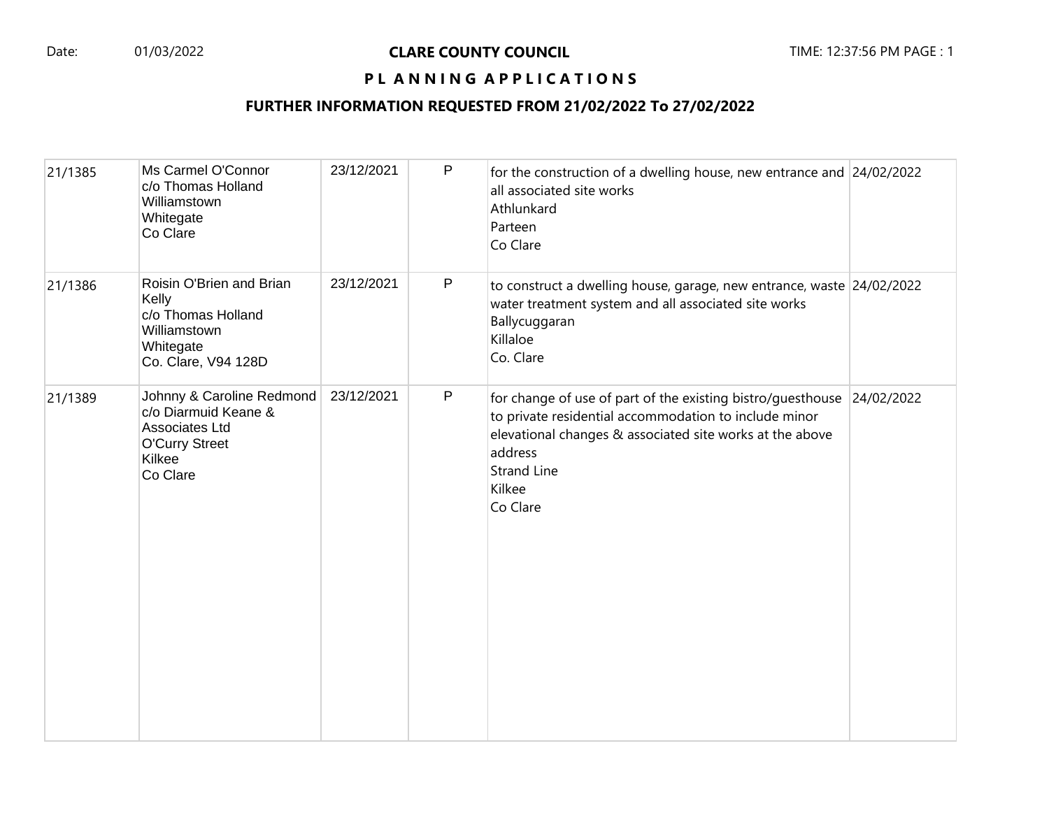**CLARE COUNTY COUNCIL**

**PLANNING APPLICATIONS**

**FURTHER INFORMATION REQUESTED FROM 21/02/2022 To 27/02/2022**

| | | | | | |
|---|---|---|---|---|---|
| 21/1385 | Ms Carmel O'Connor<br>c/o Thomas Holland<br>Williamstown<br>Whitegate<br>Co Clare | 23/12/2021 | P | for the construction of a dwelling house, new entrance and all associated site works<br>Athlunkard<br>Parteen<br>Co Clare | 24/02/2022 |
| 21/1386 | Roisin O'Brien and Brian Kelly<br>c/o Thomas Holland<br>Williamstown<br>Whitegate<br>Co. Clare, V94 128D | 23/12/2021 | P | to construct a dwelling house, garage, new entrance, waste water treatment system and all associated site works<br>Ballycuggaran<br>Killaloe<br>Co. Clare | 24/02/2022 |
| 21/1389 | Johnny & Caroline Redmond<br>c/o Diarmuid Keane & Associates Ltd<br>O'Curry Street<br>Kilkee<br>Co Clare | 23/12/2021 | P | for change of use of part of the existing bistro/guesthouse to private residential accommodation to include minor elevational changes & associated site works at the above address<br>Strand Line<br>Kilkee<br>Co Clare | 24/02/2022 |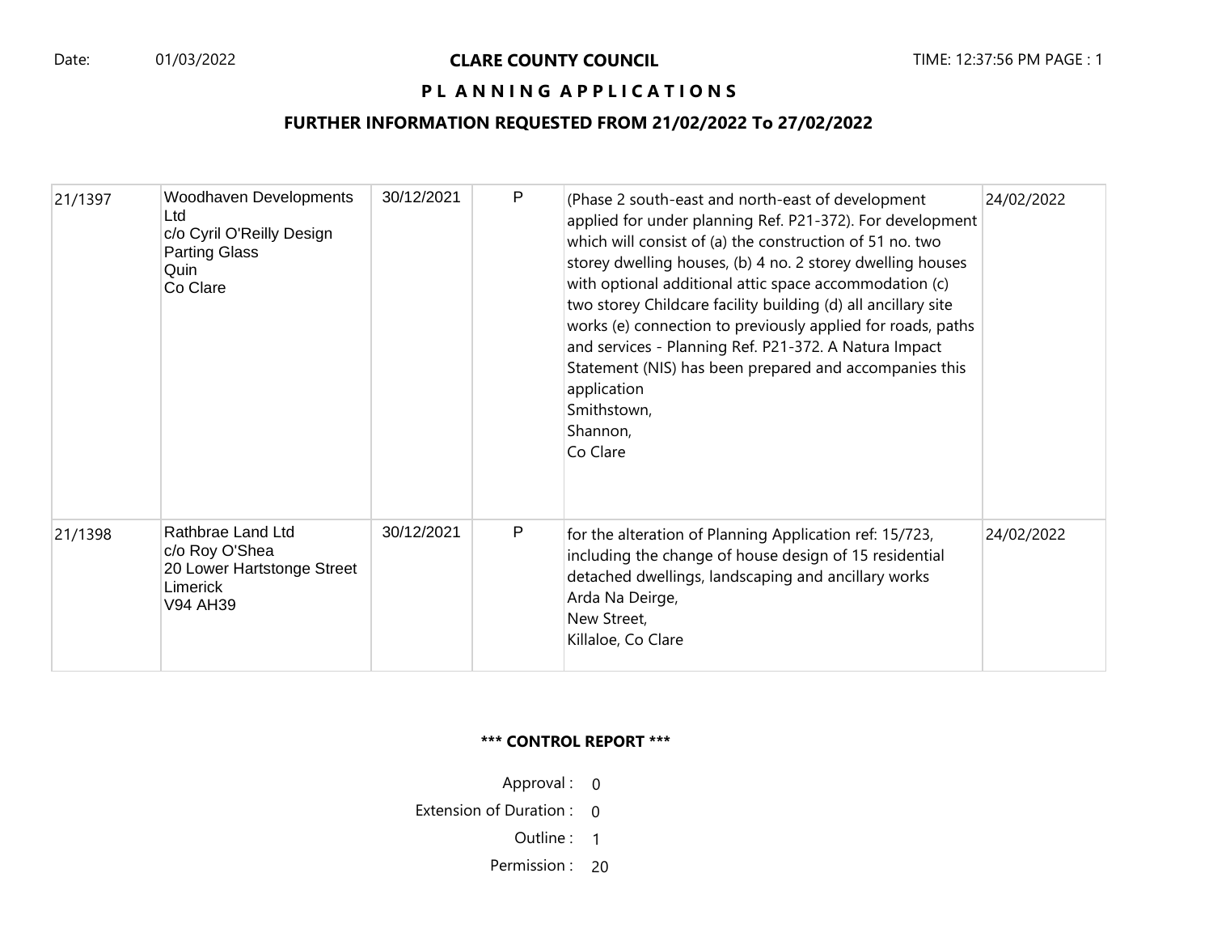Date: 01/03/2022

# CLARE COUNTY COUNCIL

TIME: 12:37:56 PM PAGE : 1

## P L A N N I N G A P P L I C A T I O N S

### FURTHER INFORMATION REQUESTED FROM 21/02/2022 To 27/02/2022

| | | | | | |
|---|---|---|---|---|---|
| 21/1397 | Woodhaven Developments Ltd<br>c/o Cyril O'Reilly Design<br>Parting Glass<br>Quin<br>Co Clare | 30/12/2021 | P | (Phase 2 south-east and north-east of development applied for under planning Ref. P21-372). For development which will consist of (a) the construction of 51 no. two storey dwelling houses, (b) 4 no. 2 storey dwelling houses with optional additional attic space accommodation (c) two storey Childcare facility building (d) all ancillary site works (e) connection to previously applied for roads, paths and services - Planning Ref. P21-372. A Natura Impact Statement (NIS) has been prepared and accompanies this application<br>Smithstown,<br>Shannon,<br>Co Clare | 24/02/2022 |
| 21/1398 | Rathbrae Land Ltd<br>c/o Roy O'Shea<br>20 Lower Hartstonge Street<br>Limerick<br>V94 AH39 | 30/12/2021 | P | for the alteration of Planning Application ref: 15/723, including the change of house design of 15 residential detached dwellings, landscaping and ancillary works<br>Arda Na Deirge,<br>New Street,<br>Killaloe, Co Clare | 24/02/2022 |

**\*\*\* CONTROL REPORT \*\*\***

Approval : 0

Extension of Duration : 0

Outline : 1

Permission : 20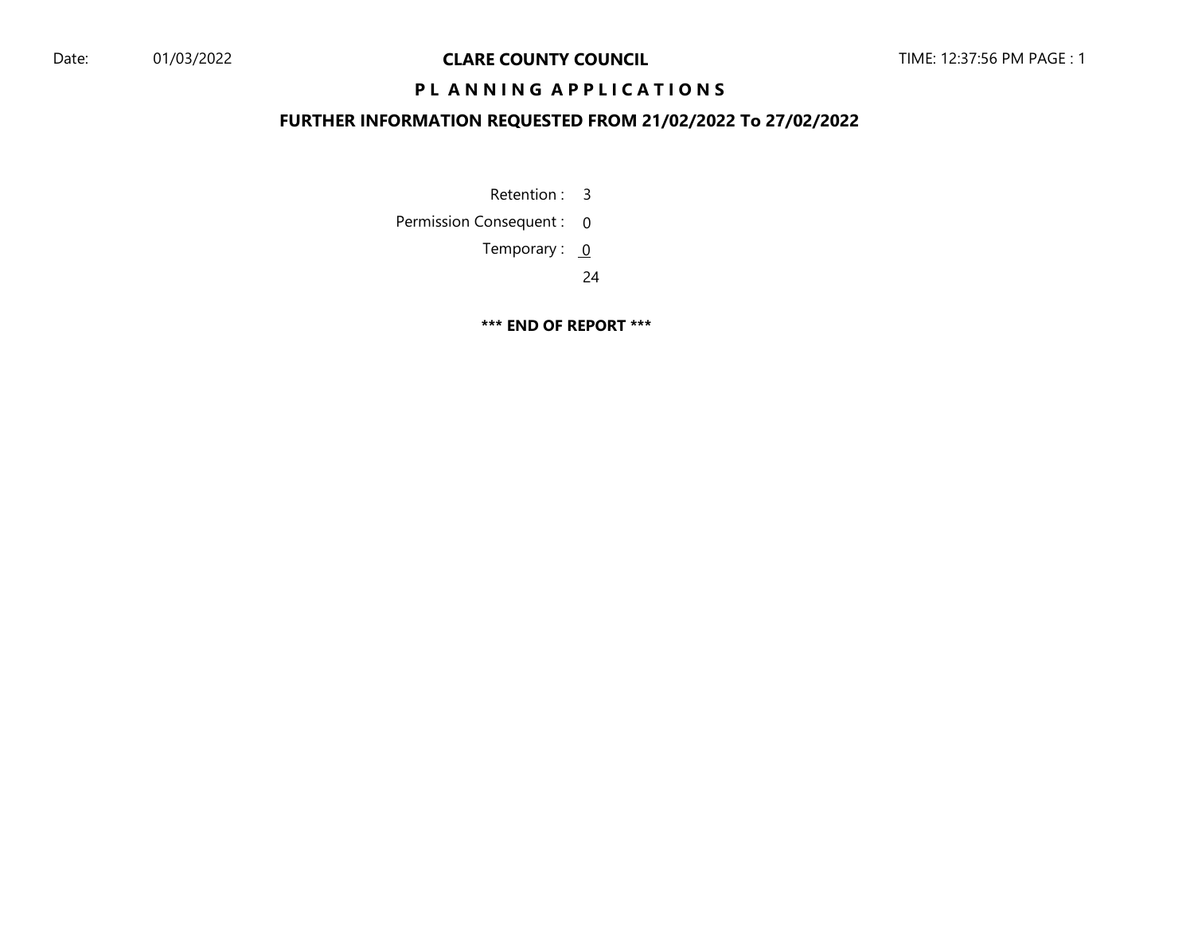Retention : 3

Permission Consequent : 0

Temporary : 0

24

**\*\*\* END OF REPORT \*\*\***

Retention : 3

Permission Consequent : 0

Temporary : 0

24

**\*\*\* END OF REPORT \*\*\***